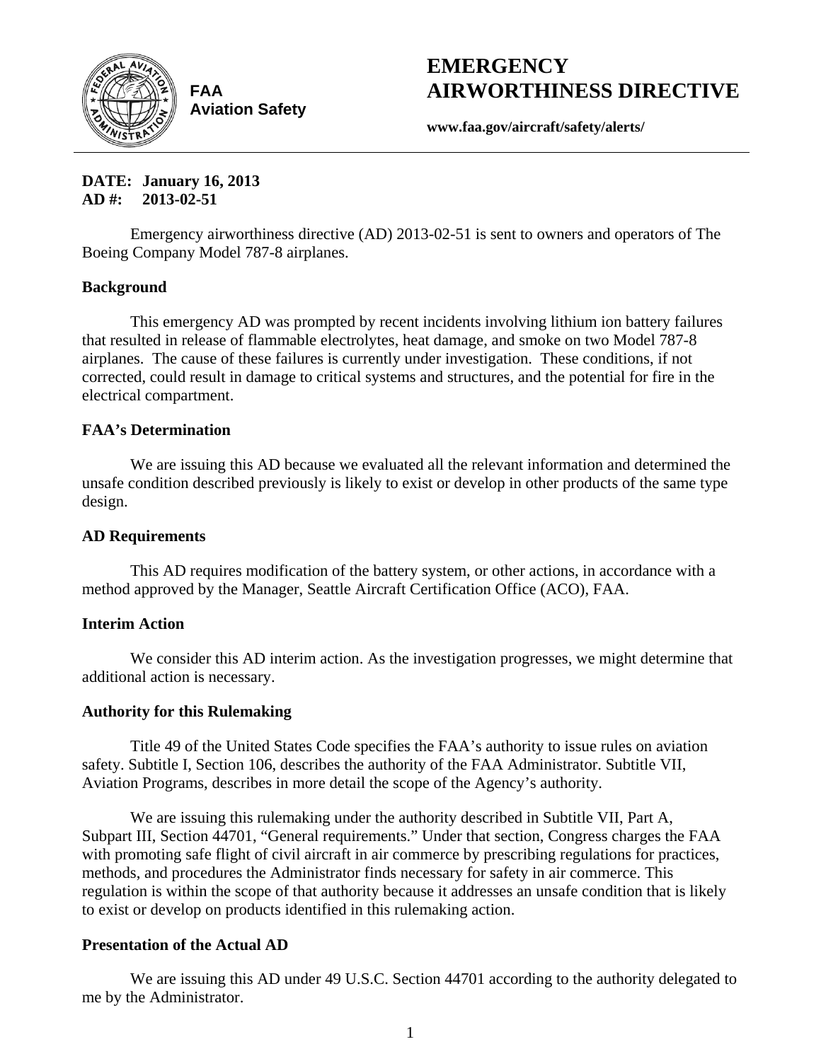**FAA**
**Aviation Safety**

# EMERGENCY AIRWORTHINESS DIRECTIVE

**www.faa.gov/aircraft/safety/alerts/**

**DATE: January 16, 2013**
**AD #: 2013-02-51**

Emergency airworthiness directive (AD) 2013-02-51 is sent to owners and operators of The Boeing Company Model 787-8 airplanes.

## Background

This emergency AD was prompted by recent incidents involving lithium ion battery failures that resulted in release of flammable electrolytes, heat damage, and smoke on two Model 787-8 airplanes. The cause of these failures is currently under investigation. These conditions, if not corrected, could result in damage to critical systems and structures, and the potential for fire in the electrical compartment.

## FAA's Determination

We are issuing this AD because we evaluated all the relevant information and determined the unsafe condition described previously is likely to exist or develop in other products of the same type design.

## AD Requirements

This AD requires modification of the battery system, or other actions, in accordance with a method approved by the Manager, Seattle Aircraft Certification Office (ACO), FAA.

## Interim Action

We consider this AD interim action. As the investigation progresses, we might determine that additional action is necessary.

## Authority for this Rulemaking

Title 49 of the United States Code specifies the FAA's authority to issue rules on aviation safety. Subtitle I, Section 106, describes the authority of the FAA Administrator. Subtitle VII, Aviation Programs, describes in more detail the scope of the Agency's authority.

We are issuing this rulemaking under the authority described in Subtitle VII, Part A, Subpart III, Section 44701, "General requirements." Under that section, Congress charges the FAA with promoting safe flight of civil aircraft in air commerce by prescribing regulations for practices, methods, and procedures the Administrator finds necessary for safety in air commerce. This regulation is within the scope of that authority because it addresses an unsafe condition that is likely to exist or develop on products identified in this rulemaking action.

## Presentation of the Actual AD

We are issuing this AD under 49 U.S.C. Section 44701 according to the authority delegated to me by the Administrator.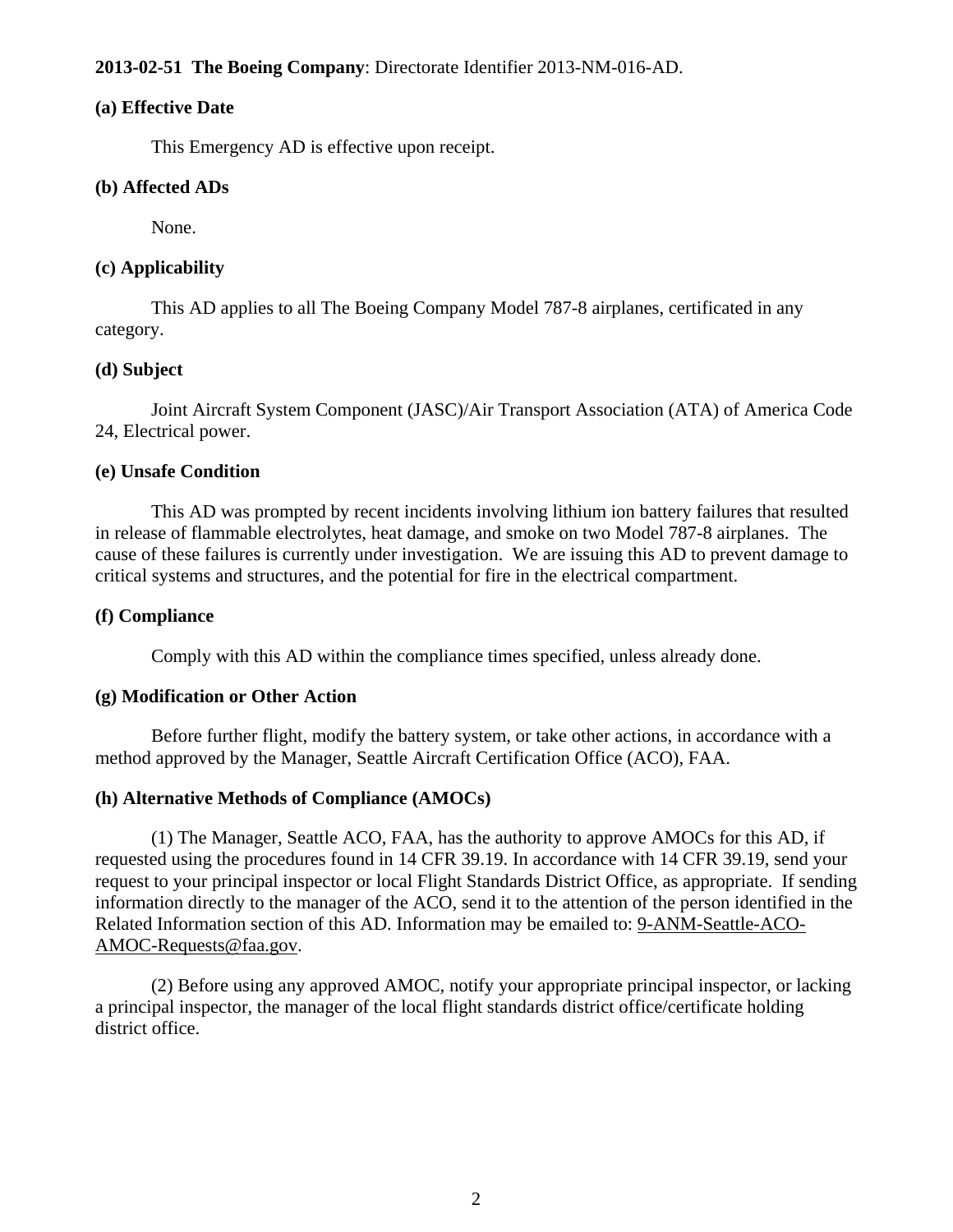**2013-02-51 The Boeing Company**: Directorate Identifier 2013-NM-016-AD.

**(a) Effective Date**

This Emergency AD is effective upon receipt.

**(b) Affected ADs**

None.

**(c) Applicability**

This AD applies to all The Boeing Company Model 787-8 airplanes, certificated in any category.

**(d) Subject**

Joint Aircraft System Component (JASC)/Air Transport Association (ATA) of America Code 24, Electrical power.

**(e) Unsafe Condition**

This AD was prompted by recent incidents involving lithium ion battery failures that resulted in release of flammable electrolytes, heat damage, and smoke on two Model 787-8 airplanes. The cause of these failures is currently under investigation. We are issuing this AD to prevent damage to critical systems and structures, and the potential for fire in the electrical compartment.

**(f) Compliance**

Comply with this AD within the compliance times specified, unless already done.

**(g) Modification or Other Action**

Before further flight, modify the battery system, or take other actions, in accordance with a method approved by the Manager, Seattle Aircraft Certification Office (ACO), FAA.

**(h) Alternative Methods of Compliance (AMOCs)**

(1) The Manager, Seattle ACO, FAA, has the authority to approve AMOCs for this AD, if requested using the procedures found in 14 CFR 39.19. In accordance with 14 CFR 39.19, send your request to your principal inspector or local Flight Standards District Office, as appropriate. If sending information directly to the manager of the ACO, send it to the attention of the person identified in the Related Information section of this AD. Information may be emailed to: 9-ANM-Seattle-ACO-AMOC-Requests@faa.gov.

(2) Before using any approved AMOC, notify your appropriate principal inspector, or lacking a principal inspector, the manager of the local flight standards district office/certificate holding district office.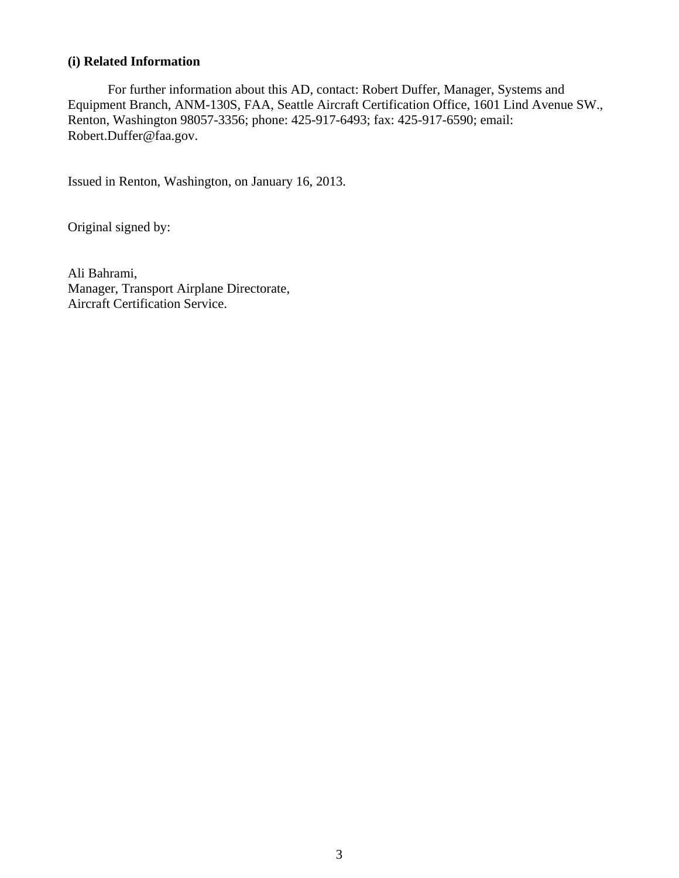**(i) Related Information**

For further information about this AD, contact: Robert Duffer, Manager, Systems and Equipment Branch, ANM-130S, FAA, Seattle Aircraft Certification Office, 1601 Lind Avenue SW., Renton, Washington 98057-3356; phone: 425-917-6493; fax: 425-917-6590; email: Robert.Duffer@faa.gov.

Issued in Renton, Washington, on January 16, 2013.

Original signed by:

Ali Bahrami,  
Manager, Transport Airplane Directorate,  
Aircraft Certification Service.